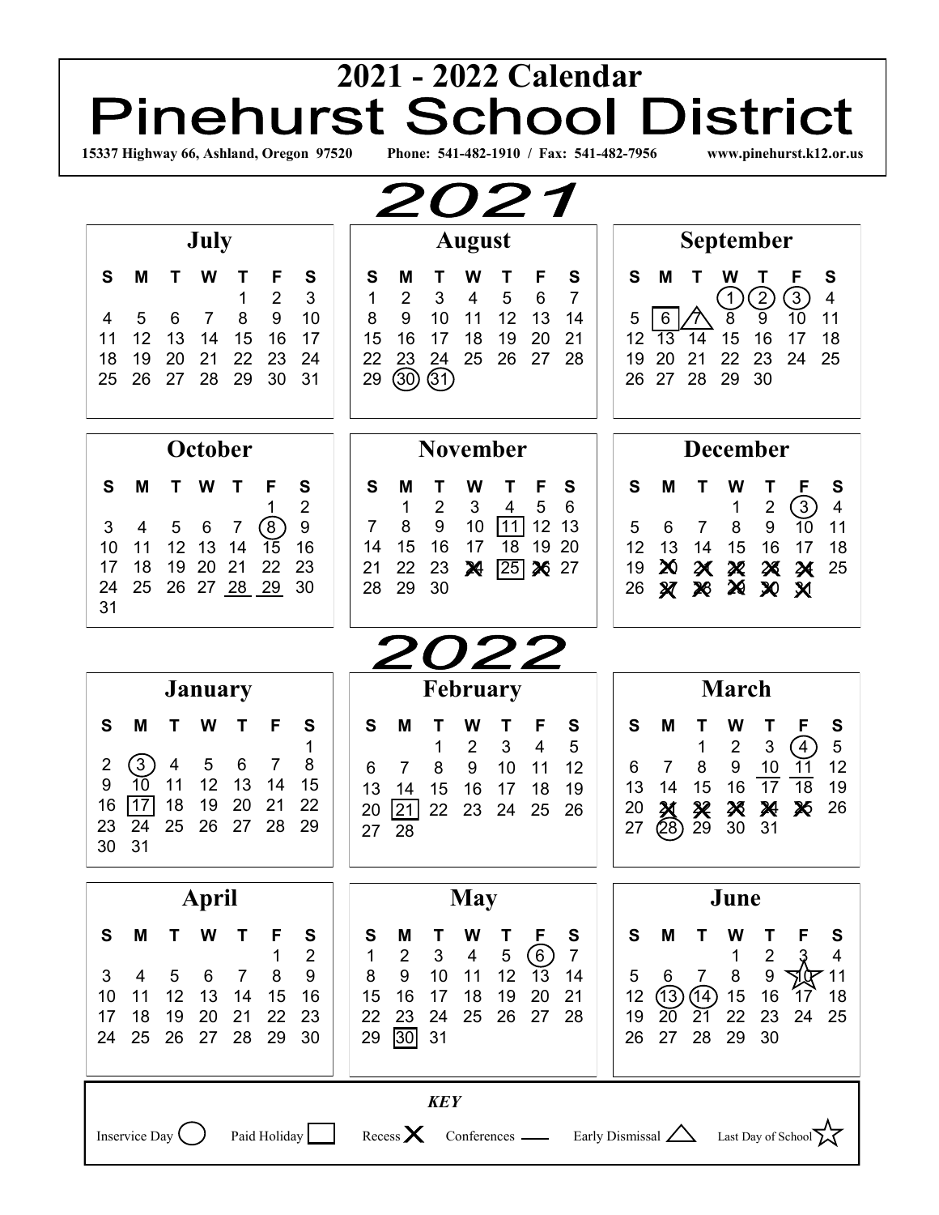# 2021 - 2022 Calendar

# Pinehurst School District

15337 Highway 66, Ashland, Oregon 97520 Phone: 541-482-1910 / Fax: 541-482-7956 www.pinehurst.k12.or.us

## 2021

### July

| S | M | T | W | T | F | S |
|---|---|---|---|---|---|---|
| | | | | 1 | 2 | 3 |
| 4 | 5 | 6 | 7 | 8 | 9 | 10 |
| 11 | 12 | 13 | 14 | 15 | 16 | 17 |
| 18 | 19 | 20 | 21 | 22 | 23 | 24 |
| 25 | 26 | 27 | 28 | 29 | 30 | 31 |

### August

| S | M | T | W | T | F | S |
|---|---|---|---|---|---|---|
| 1 | 2 | 3 | 4 | 5 | 6 | 7 |
| 8 | 9 | 10 | 11 | 12 | 13 | 14 |
| 15 | 16 | 17 | 18 | 19 | 20 | 21 |
| 22 | 23 | 24 | 25 | 26 | 27 | 28 |
| 29 | (30) | (31) | | | | |

### September

| S | M | T | W | T | F | S |
|---|---|---|---|---|---|---|
| | | | (1) | (2) | (3) | 4 |
| 5 | [6] | △7 | 8 | 9 | 10 | 11 |
| 12 | 13 | 14 | 15 | 16 | 17 | 18 |
| 19 | 20 | 21 | 22 | 23 | 24 | 25 |
| 26 | 27 | 28 | 29 | 30 | | |

### October

| S | M | T | W | T | F | S |
|---|---|---|---|---|---|---|
| | | | | | 1 | 2 |
| 3 | 4 | 5 | 6 | 7 | (8) | 9 |
| 10 | 11 | 12 | 13 | 14 | 15 | 16 |
| 17 | 18 | 19 | 20 | 21 | 22 | 23 |
| 24 | 25 | 26 | 27 | _28_ | _29_ | 30 |
| 31 | | | | | | |

### November

| S | M | T | W | T | F | S |
|---|---|---|---|---|---|---|
| | 1 | 2 | 3 | 4 | 5 | 6 |
| 7 | 8 | 9 | 10 | [11] | 12 | 13 |
| 14 | 15 | 16 | 17 | 18 | 19 | 20 |
| 21 | 22 | 23 | X24 | [25] | X26 | 27 |
| 28 | 29 | 30 | | | | |

### December

| S | M | T | W | T | F | S |
|---|---|---|---|---|---|---|
| | | | 1 | 2 | (3) | 4 |
| 5 | 6 | 7 | 8 | 9 | 10 | 11 |
| 12 | 13 | 14 | 15 | 16 | 17 | 18 |
| 19 | X20 | X21 | X22 | X23 | X24 | 25 |
| 26 | X27 | X28 | X29 | X30 | X31 | |

## 2022

### January

| S | M | T | W | T | F | S |
|---|---|---|---|---|---|---|
| | | | | | | 1 |
| 2 | (3) | 4 | 5 | 6 | 7 | 8 |
| 9 | 10 | 11 | 12 | 13 | 14 | 15 |
| 16 | [17] | 18 | 19 | 20 | 21 | 22 |
| 23 | 24 | 25 | 26 | 27 | 28 | 29 |
| 30 | 31 | | | | | |

### February

| S | M | T | W | T | F | S |
|---|---|---|---|---|---|---|
| | | 1 | 2 | 3 | 4 | 5 |
| 6 | 7 | 8 | 9 | 10 | 11 | 12 |
| 13 | 14 | 15 | 16 | 17 | 18 | 19 |
| 20 | [21] | 22 | 23 | 24 | 25 | 26 |
| 27 | 28 | | | | | |

### March

| S | M | T | W | T | F | S |
|---|---|---|---|---|---|---|
| | | 1 | 2 | 3 | (4) | 5 |
| 6 | 7 | 8 | 9 | _10_ | _11_ | 12 |
| 13 | 14 | 15 | 16 | _17_ | _18_ | 19 |
| 20 | X21 | X22 | X23 | X24 | X25 | 26 |
| 27 | (28) | 29 | 30 | 31 | | |

### April

| S | M | T | W | T | F | S |
|---|---|---|---|---|---|---|
| | | | | | 1 | 2 |
| 3 | 4 | 5 | 6 | 7 | 8 | 9 |
| 10 | 11 | 12 | 13 | 14 | 15 | 16 |
| 17 | 18 | 19 | 20 | 21 | 22 | 23 |
| 24 | 25 | 26 | 27 | 28 | 29 | 30 |

### May

| S | M | T | W | T | F | S |
|---|---|---|---|---|---|---|
| 1 | 2 | 3 | 4 | 5 | (6) | 7 |
| 8 | 9 | 10 | 11 | 12 | 13 | 14 |
| 15 | 16 | 17 | 18 | 19 | 20 | 21 |
| 22 | 23 | 24 | 25 | 26 | 27 | 28 |
| 29 | [30] | 31 | | | | |

### June

| S | M | T | W | T | F | S |
|---|---|---|---|---|---|---|
| | | | 1 | 2 | 3 | 4 |
| 5 | 6 | 7 | 8 | 9 | ☆10 | 11 |
| 12 | (13) | (14) | 15 | 16 | 17 | 18 |
| 19 | 20 | 21 | 22 | 23 | 24 | 25 |
| 26 | 27 | 28 | 29 | 30 | | |

### *KEY*

- Inservice Day ◯
- Paid Holiday □
- Recess X
- Conferences ___
- Early Dismissal △
- Last Day of School ☆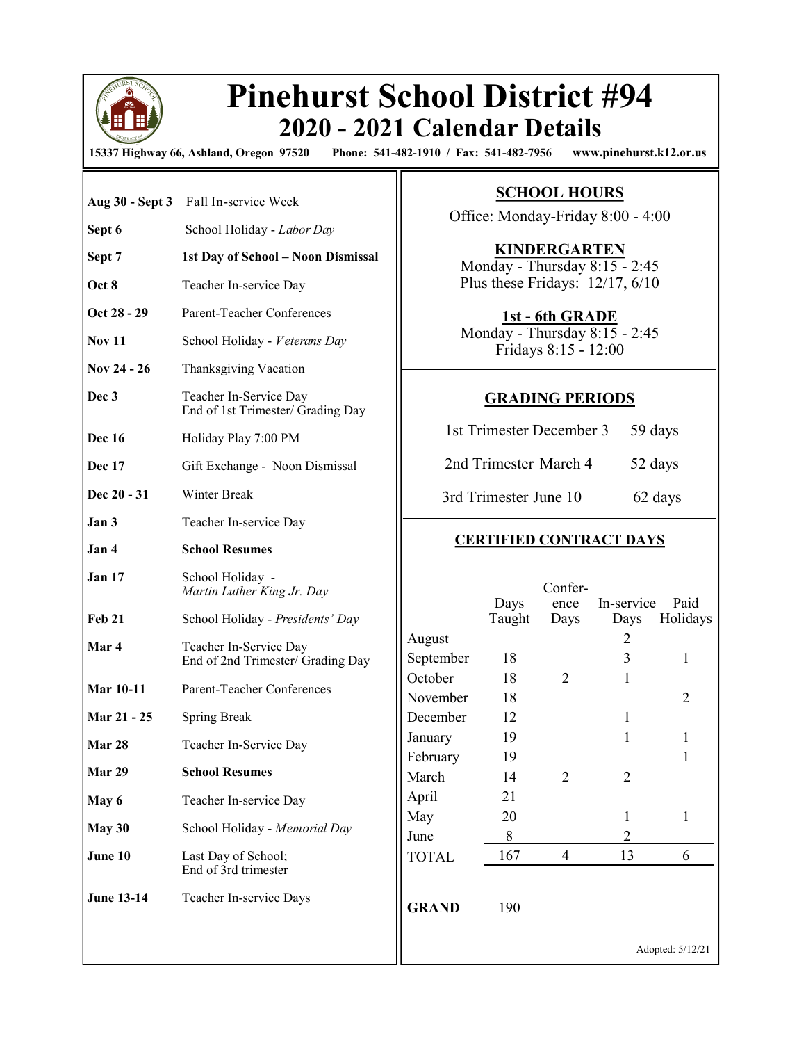# Pinehurst School District #94

## 2020 - 2021 Calendar Details

**15337 Highway 66, Ashland, Oregon 97520 Phone: 541-482-1910 / Fax: 541-482-7956 www.pinehurst.k12.or.us**

| | |
|---|---|
| **Aug 30 - Sept 3** | Fall In-service Week |
| **Sept 6** | School Holiday - *Labor Day* |
| **Sept 7** | **1st Day of School – Noon Dismissal** |
| **Oct 8** | Teacher In-service Day |
| **Oct 28 - 29** | Parent-Teacher Conferences |
| **Nov 11** | School Holiday - *Veterans Day* |
| **Nov 24 - 26** | Thanksgiving Vacation |
| **Dec 3** | Teacher In-Service Day<br>End of 1st Trimester/ Grading Day |
| **Dec 16** | Holiday Play 7:00 PM |
| **Dec 17** | Gift Exchange - Noon Dismissal |
| **Dec 20 - 31** | Winter Break |
| **Jan 3** | Teacher In-service Day |
| **Jan 4** | **School Resumes** |
| **Jan 17** | School Holiday - *Martin Luther King Jr. Day* |
| **Feb 21** | School Holiday - *Presidents' Day* |
| **Mar 4** | Teacher In-Service Day<br>End of 2nd Trimester/ Grading Day |
| **Mar 10-11** | Parent-Teacher Conferences |
| **Mar 21 - 25** | Spring Break |
| **Mar 28** | Teacher In-Service Day |
| **Mar 29** | **School Resumes** |
| **May 6** | Teacher In-service Day |
| **May 30** | School Holiday - *Memorial Day* |
| **June 10** | Last Day of School;<br>End of 3rd trimester |
| **June 13-14** | Teacher In-service Days |

### SCHOOL HOURS

Office: Monday-Friday 8:00 - 4:00

**KINDERGARTEN**

Monday - Thursday 8:15 - 2:45
Plus these Fridays: 12/17, 6/10

**1st - 6th GRADE**

Monday - Thursday 8:15 - 2:45
Fridays 8:15 - 12:00

### GRADING PERIODS

| | | |
|---|---|---|
| 1st Trimester | December 3 | 59 days |
| 2nd Trimester | March 4 | 52 days |
| 3rd Trimester | June 10 | 62 days |

### CERTIFIED CONTRACT DAYS

| | Days Taught | Conference Days | In-service Days | Paid Holidays |
|---|---|---|---|---|
| August | | | 2 | |
| September | 18 | | 3 | 1 |
| October | 18 | 2 | 1 | |
| November | 18 | | | 2 |
| December | 12 | | 1 | |
| January | 19 | | 1 | 1 |
| February | 19 | | | 1 |
| March | 14 | 2 | 2 | |
| April | 21 | | | |
| May | 20 | | 1 | 1 |
| June | 8 | | 2 | |
| TOTAL | 167 | 4 | 13 | 6 |
| **GRAND** | 190 | | | |

Adopted: 5/12/21